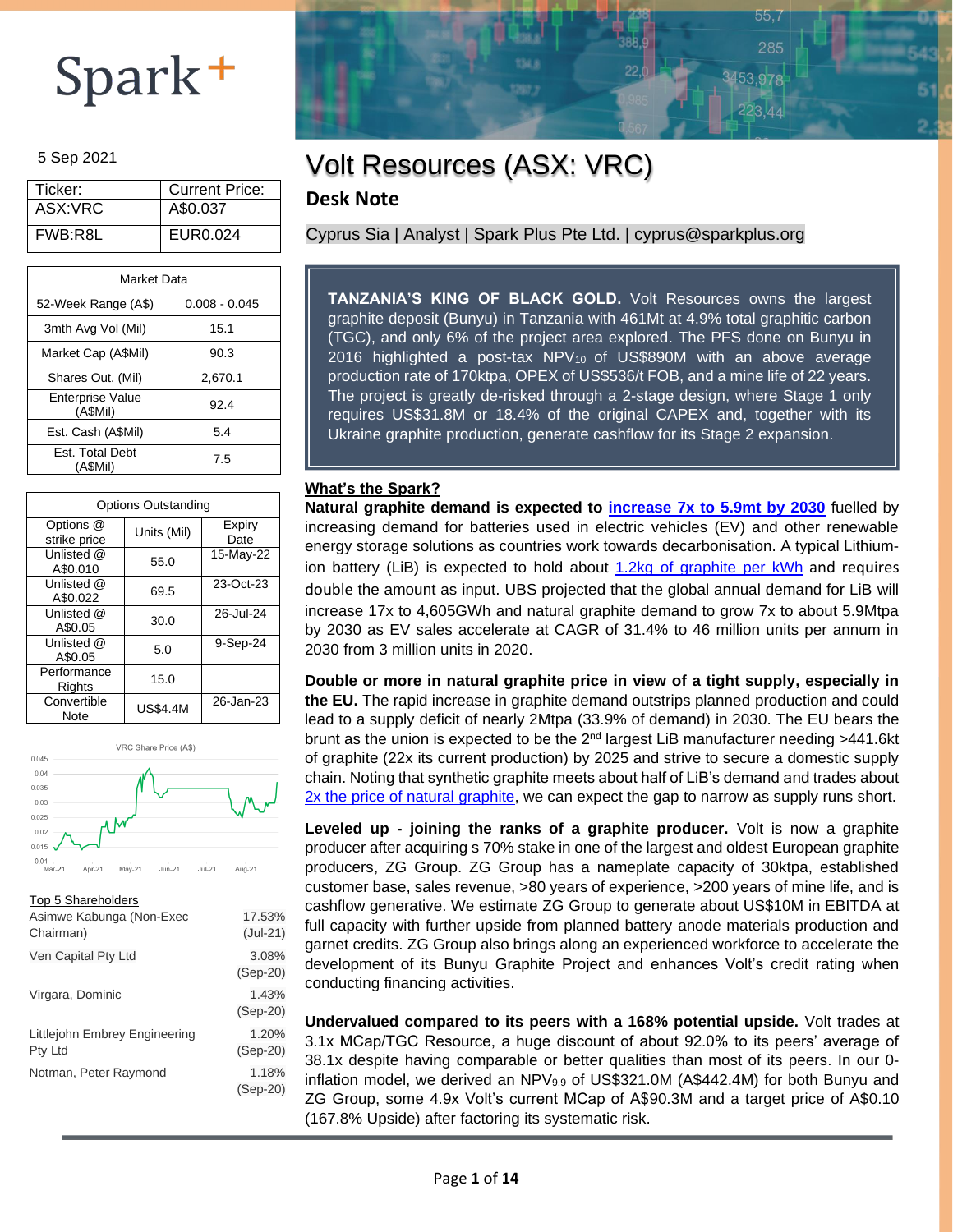Spark+

5 Sep 2021

| Ticker: | Current Price: |
|---|---|
| ASX:VRC | A$0.037 |
| FWB:R8L | EUR0.024 |

| Market Data | |
|---|---|
| 52-Week Range (A$) | 0.008 - 0.045 |
| 3mth Avg Vol (Mil) | 15.1 |
| Market Cap (A$Mil) | 90.3 |
| Shares Out. (Mil) | 2,670.1 |
| Enterprise Value (A$Mil) | 92.4 |
| Est. Cash (A$Mil) | 5.4 |
| Est. Total Debt (A$Mil) | 7.5 |

| Options Outstanding | | |
|---|---|---|
| Options @ strike price | Units (Mil) | Expiry Date |
| Unlisted @ A$0.010 | 55.0 | 15-May-22 |
| Unlisted @ A$0.022 | 69.5 | 23-Oct-23 |
| Unlisted @ A$0.05 | 30.0 | 26-Jul-24 |
| Unlisted @ A$0.05 | 5.0 | 9-Sep-24 |
| Performance Rights | 15.0 | |
| Convertible Note | US$4.4M | 26-Jan-23 |

VRC Share Price (A$)

**Top 5 Shareholders**

| | |
|---|---|
| Asimwe Kabunga (Non-Exec Chairman) | 17.53% (Jul-21) |
| Ven Capital Pty Ltd | 3.08% (Sep-20) |
| Virgara, Dominic | 1.43% (Sep-20) |
| Littlejohn Embrey Engineering Pty Ltd | 1.20% (Sep-20) |
| Notman, Peter Raymond | 1.18% (Sep-20) |

# Volt Resources (ASX: VRC)

## Desk Note

Cyprus Sia | Analyst | Spark Plus Pte Ltd. | cyprus@sparkplus.org

**TANZANIA'S KING OF BLACK GOLD.** Volt Resources owns the largest graphite deposit (Bunyu) in Tanzania with 461Mt at 4.9% total graphitic carbon (TGC), and only 6% of the project area explored. The PFS done on Bunyu in 2016 highlighted a post-tax $NPV_{10}$ of US$890M with an above average production rate of 170ktpa, OPEX of US$536/t FOB, and a mine life of 22 years. The project is greatly de-risked through a 2-stage design, where Stage 1 only requires US$31.8M or 18.4% of the original CAPEX and, together with its Ukraine graphite production, generate cashflow for its Stage 2 expansion.

**What's the Spark?**

**Natural graphite demand is expected to increase 7x to 5.9mt by 2030** fuelled by increasing demand for batteries used in electric vehicles (EV) and other renewable energy storage solutions as countries work towards decarbonisation. A typical Lithium-ion battery (LiB) is expected to hold about 1.2kg of graphite per kWh and requires double the amount as input. UBS projected that the global annual demand for LiB will increase 17x to 4,605GWh and natural graphite demand to grow 7x to about 5.9Mtpa by 2030 as EV sales accelerate at CAGR of 31.4% to 46 million units per annum in 2030 from 3 million units in 2020.

**Double or more in natural graphite price in view of a tight supply, especially in the EU.** The rapid increase in graphite demand outstrips planned production and could lead to a supply deficit of nearly 2Mtpa (33.9% of demand) in 2030. The EU bears the brunt as the union is expected to be the 2nd largest LiB manufacturer needing >441.6kt of graphite (22x its current production) by 2025 and strive to secure a domestic supply chain. Noting that synthetic graphite meets about half of LiB's demand and trades about 2x the price of natural graphite, we can expect the gap to narrow as supply runs short.

**Leveled up - joining the ranks of a graphite producer.** Volt is now a graphite producer after acquiring s 70% stake in one of the largest and oldest European graphite producers, ZG Group. ZG Group has a nameplate capacity of 30ktpa, established customer base, sales revenue, >80 years of experience, >200 years of mine life, and is cashflow generative. We estimate ZG Group to generate about US$10M in EBITDA at full capacity with further upside from planned battery anode materials production and garnet credits. ZG Group also brings along an experienced workforce to accelerate the development of its Bunyu Graphite Project and enhances Volt's credit rating when conducting financing activities.

**Undervalued compared to its peers with a 168% potential upside.** Volt trades at 3.1x MCap/TGC Resource, a huge discount of about 92.0% to its peers' average of 38.1x despite having comparable or better qualities than most of its peers. In our 0-inflation model, we derived an $NPV_{9.9}$ of US$321.0M (A$442.4M) for both Bunyu and ZG Group, some 4.9x Volt's current MCap of A$90.3M and a target price of A$0.10 (167.8% Upside) after factoring its systematic risk.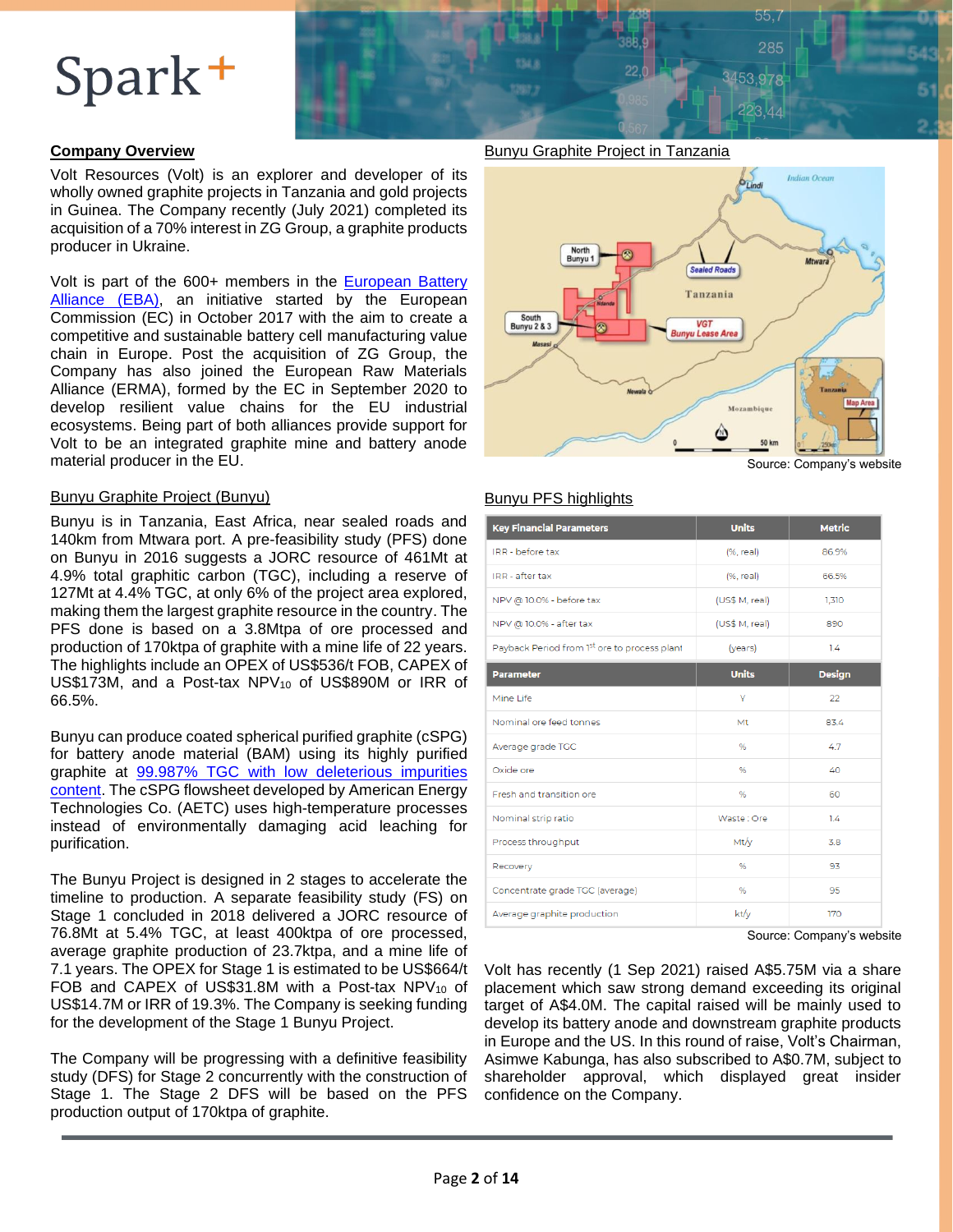## Company Overview

Volt Resources (Volt) is an explorer and developer of its wholly owned graphite projects in Tanzania and gold projects in Guinea. The Company recently (July 2021) completed its acquisition of a 70% interest in ZG Group, a graphite products producer in Ukraine.

Volt is part of the 600+ members in the European Battery Alliance (EBA), an initiative started by the European Commission (EC) in October 2017 with the aim to create a competitive and sustainable battery cell manufacturing value chain in Europe. Post the acquisition of ZG Group, the Company has also joined the European Raw Materials Alliance (ERMA), formed by the EC in September 2020 to develop resilient value chains for the EU industrial ecosystems. Being part of both alliances provide support for Volt to be an integrated graphite mine and battery anode material producer in the EU.

## Bunyu Graphite Project in Tanzania

Source: Company's website

## Bunyu Graphite Project (Bunyu)

Bunyu is in Tanzania, East Africa, near sealed roads and 140km from Mtwara port. A pre-feasibility study (PFS) done on Bunyu in 2016 suggests a JORC resource of 461Mt at 4.9% total graphitic carbon (TGC), including a reserve of 127Mt at 4.4% TGC, at only 6% of the project area explored, making them the largest graphite resource in the country. The PFS done is based on a 3.8Mtpa of ore processed and production of 170ktpa of graphite with a mine life of 22 years. The highlights include an OPEX of US$536/t FOB, CAPEX of US$173M, and a Post-tax $NPV_{10}$ of US$890M or IRR of 66.5%.

Bunyu can produce coated spherical purified graphite (cSPG) for battery anode material (BAM) using its highly purified graphite at 99.987% TGC with low deleterious impurities content. The cSPG flowsheet developed by American Energy Technologies Co. (AETC) uses high-temperature processes instead of environmentally damaging acid leaching for purification.

The Bunyu Project is designed in 2 stages to accelerate the timeline to production. A separate feasibility study (FS) on Stage 1 concluded in 2018 delivered a JORC resource of 76.8Mt at 5.4% TGC, at least 400ktpa of ore processed, average graphite production of 23.7ktpa, and a mine life of 7.1 years. The OPEX for Stage 1 is estimated to be US$664/t FOB and CAPEX of US$31.8M with a Post-tax $NPV_{10}$ of US$14.7M or IRR of 19.3%. The Company is seeking funding for the development of the Stage 1 Bunyu Project.

The Company will be progressing with a definitive feasibility study (DFS) for Stage 2 concurrently with the construction of Stage 1. The Stage 2 DFS will be based on the PFS production output of 170ktpa of graphite.

## Bunyu PFS highlights

| Key Financial Parameters | Units | Metric |
|---|---|---|
| IRR - before tax | (%, real) | 86.9% |
| IRR - after tax | (%, real) | 66.5% |
| NPV @ 10.0% - before tax | (US$ M, real) | 1,310 |
| NPV @ 10.0% - after tax | (US$ M, real) | 890 |
| Payback Period from 1st ore to process plant | (years) | 1.4 |
| **Parameter** | **Units** | **Design** |
| Mine Life | Y | 22 |
| Nominal ore feed tonnes | Mt | 83.4 |
| Average grade TGC | % | 4.7 |
| Oxide ore | % | 40 |
| Fresh and transition ore | % | 60 |
| Nominal strip ratio | Waste : Ore | 1.4 |
| Process throughput | Mt/y | 3.8 |
| Recovery | % | 93 |
| Concentrate grade TGC (average) | % | 95 |
| Average graphite production | kt/y | 170 |

Source: Company's website

Volt has recently (1 Sep 2021) raised A$5.75M via a share placement which saw strong demand exceeding its original target of A$4.0M. The capital raised will be mainly used to develop its battery anode and downstream graphite products in Europe and the US. In this round of raise, Volt's Chairman, Asimwe Kabunga, has also subscribed to A$0.7M, subject to shareholder approval, which displayed great insider confidence on the Company.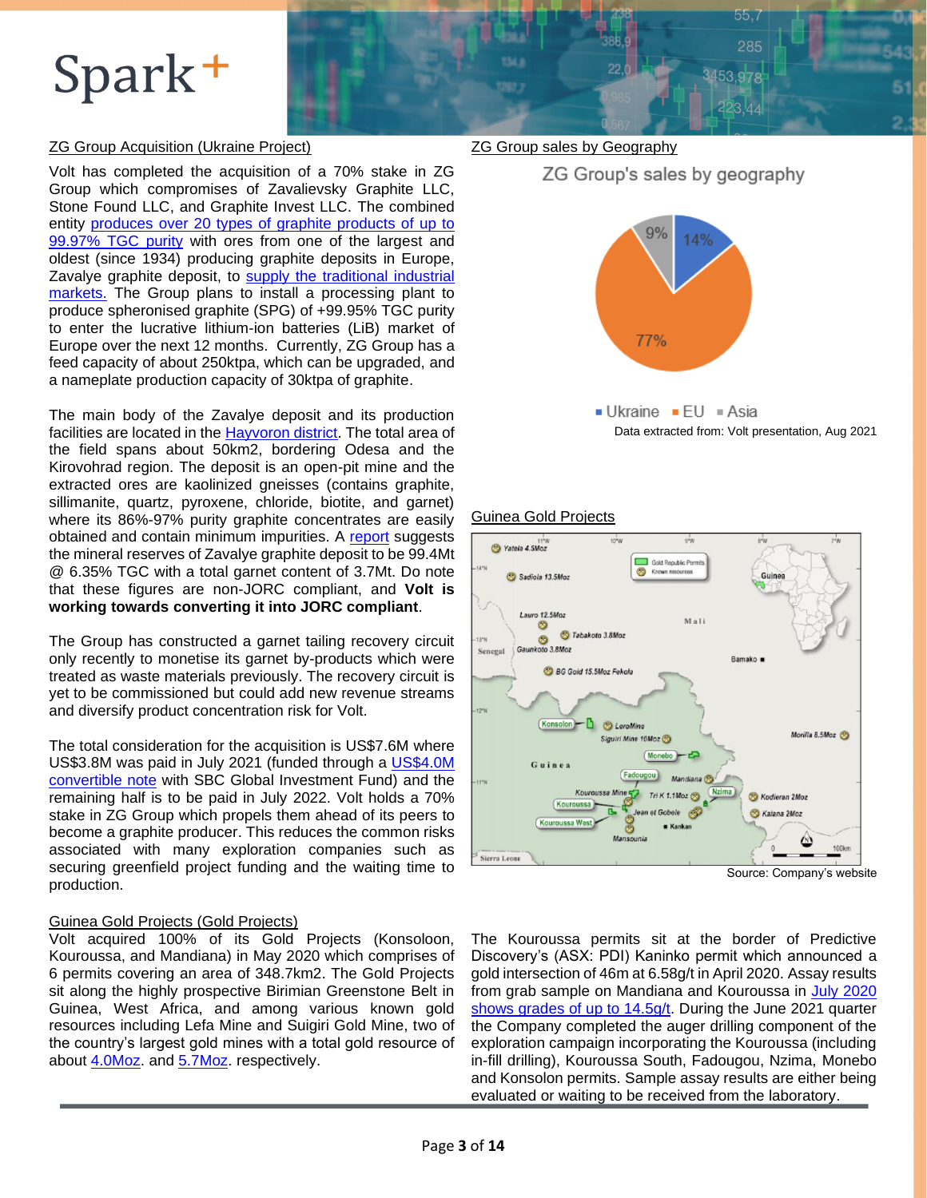## ZG Group Acquisition (Ukraine Project)

Volt has completed the acquisition of a 70% stake in ZG Group which compromises of Zavalievsky Graphite LLC, Stone Found LLC, and Graphite Invest LLC. The combined entity produces over 20 types of graphite products of up to 99.97% TGC purity with ores from one of the largest and oldest (since 1934) producing graphite deposits in Europe, Zavalye graphite deposit, to supply the traditional industrial markets. The Group plans to install a processing plant to produce spheronised graphite (SPG) of +99.95% TGC purity to enter the lucrative lithium-ion batteries (LiB) market of Europe over the next 12 months. Currently, ZG Group has a feed capacity of about 250ktpa, which can be upgraded, and a nameplate production capacity of 30ktpa of graphite.

The main body of the Zavalye deposit and its production facilities are located in the Hayvoron district. The total area of the field spans about 50km2, bordering Odesa and the Kirovohrad region. The deposit is an open-pit mine and the extracted ores are kaolinized gneisses (contains graphite, sillimanite, quartz, pyroxene, chloride, biotite, and garnet) where its 86%-97% purity graphite concentrates are easily obtained and contain minimum impurities. A report suggests the mineral reserves of Zavalye graphite deposit to be 99.4Mt @ 6.35% TGC with a total garnet content of 3.7Mt. Do note that these figures are non-JORC compliant, and **Volt is working towards converting it into JORC compliant**.

The Group has constructed a garnet tailing recovery circuit only recently to monetise its garnet by-products which were treated as waste materials previously. The recovery circuit is yet to be commissioned but could add new revenue streams and diversify product concentration risk for Volt.

The total consideration for the acquisition is US$7.6M where US$3.8M was paid in July 2021 (funded through a US$4.0M convertible note with SBC Global Investment Fund) and the remaining half is to be paid in July 2022. Volt holds a 70% stake in ZG Group which propels them ahead of its peers to become a graphite producer. This reduces the common risks associated with many exploration companies such as securing greenfield project funding and the waiting time to production.

## ZG Group sales by Geography

ZG Group's sales by geography

| Region | Share |
|---|---|
| Ukraine | 14% |
| EU | 77% |
| Asia | 9% |

Data extracted from: Volt presentation, Aug 2021

## Guinea Gold Projects

Source: Company's website

## Guinea Gold Projects (Gold Projects)

Volt acquired 100% of its Gold Projects (Konsoloon, Kouroussa, and Mandiana) in May 2020 which comprises of 6 permits covering an area of 348.7km2. The Gold Projects sit along the highly prospective Birimian Greenstone Belt in Guinea, West Africa, and among various known gold resources including Lefa Mine and Suigiri Gold Mine, two of the country's largest gold mines with a total gold resource of about 4.0Moz. and 5.7Moz. respectively.

The Kouroussa permits sit at the border of Predictive Discovery's (ASX: PDI) Kaninko permit which announced a gold intersection of 46m at 6.58g/t in April 2020. Assay results from grab sample on Mandiana and Kouroussa in July 2020 shows grades of up to 14.5g/t. During the June 2021 quarter the Company completed the auger drilling component of the exploration campaign incorporating the Kouroussa (including in-fill drilling), Kouroussa South, Fadougou, Nzima, Monebo and Konsolon permits. Sample assay results are either being evaluated or waiting to be received from the laboratory.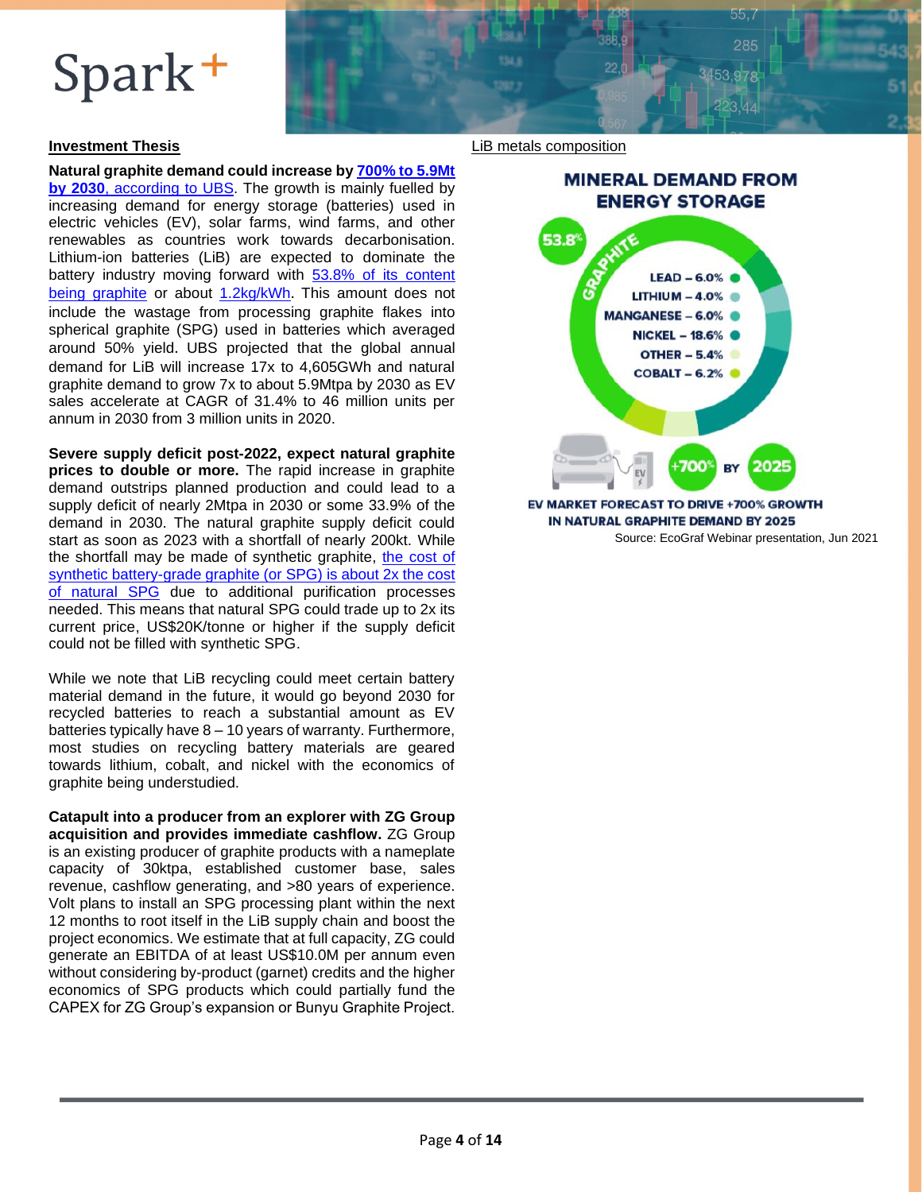## Investment Thesis

**Natural graphite demand could increase by 700% to 5.9Mt by 2030, according to UBS**. The growth is mainly fuelled by increasing demand for energy storage (batteries) used in electric vehicles (EV), solar farms, wind farms, and other renewables as countries work towards decarbonisation. Lithium-ion batteries (LiB) are expected to dominate the battery industry moving forward with 53.8% of its content being graphite or about 1.2kg/kWh. This amount does not include the wastage from processing graphite flakes into spherical graphite (SPG) used in batteries which averaged around 50% yield. UBS projected that the global annual demand for LiB will increase 17x to 4,605GWh and natural graphite demand to grow 7x to about 5.9Mtpa by 2030 as EV sales accelerate at CAGR of 31.4% to 46 million units per annum in 2030 from 3 million units in 2020.

**Severe supply deficit post-2022, expect natural graphite prices to double or more.** The rapid increase in graphite demand outstrips planned production and could lead to a supply deficit of nearly 2Mtpa in 2030 or some 33.9% of the demand in 2030. The natural graphite supply deficit could start as soon as 2023 with a shortfall of nearly 200kt. While the shortfall may be made of synthetic graphite, the cost of synthetic battery-grade graphite (or SPG) is about 2x the cost of natural SPG due to additional purification processes needed. This means that natural SPG could trade up to 2x its current price, US$20K/tonne or higher if the supply deficit could not be filled with synthetic SPG.

While we note that LiB recycling could meet certain battery material demand in the future, it would go beyond 2030 for recycled batteries to reach a substantial amount as EV batteries typically have 8 – 10 years of warranty. Furthermore, most studies on recycling battery materials are geared towards lithium, cobalt, and nickel with the economics of graphite being understudied.

**Catapult into a producer from an explorer with ZG Group acquisition and provides immediate cashflow.** ZG Group is an existing producer of graphite products with a nameplate capacity of 30ktpa, established customer base, sales revenue, cashflow generating, and >80 years of experience. Volt plans to install an SPG processing plant within the next 12 months to root itself in the LiB supply chain and boost the project economics. We estimate that at full capacity, ZG could generate an EBITDA of at least US$10.0M per annum even without considering by-product (garnet) credits and the higher economics of SPG products which could partially fund the CAPEX for ZG Group's expansion or Bunyu Graphite Project.

LiB metals composition

**MINERAL DEMAND FROM ENERGY STORAGE**

| Mineral | Share |
|---|---|
| Graphite | 53.8% |
| Lead | 6.0% |
| Lithium | 4.0% |
| Manganese | 6.0% |
| Nickel | 18.6% |
| Other | 5.4% |
| Cobalt | 6.2% |

+700% BY 2025

EV MARKET FORECAST TO DRIVE +700% GROWTH IN NATURAL GRAPHITE DEMAND BY 2025

Source: EcoGraf Webinar presentation, Jun 2021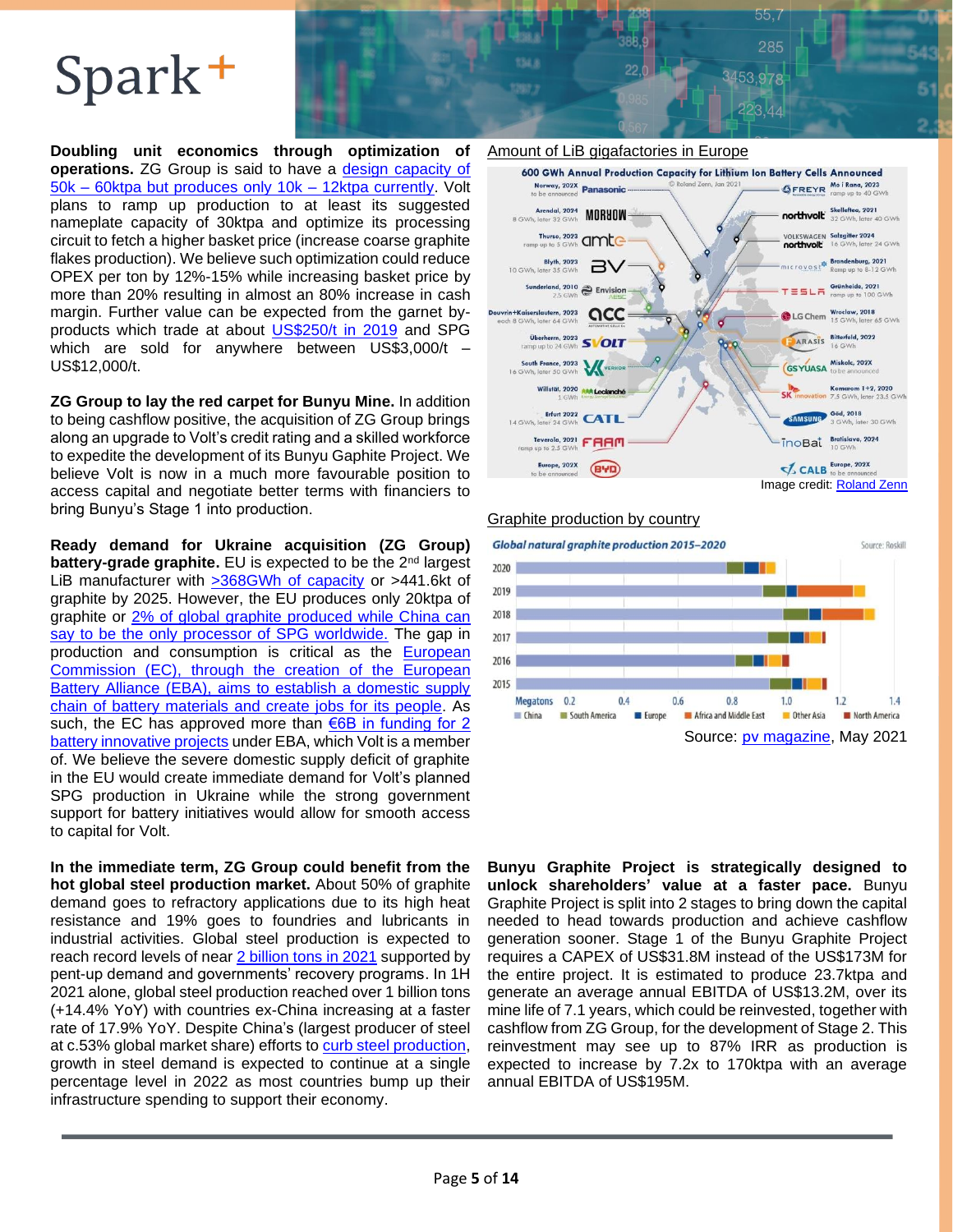**Doubling unit economics through optimization of operations.** ZG Group is said to have a design capacity of 50k – 60ktpa but produces only 10k – 12ktpa currently. Volt plans to ramp up production to at least its suggested nameplate capacity of 30ktpa and optimize its processing circuit to fetch a higher basket price (increase coarse graphite flakes production). We believe such optimization could reduce OPEX per ton by 12%-15% while increasing basket price by more than 20% resulting in almost an 80% increase in cash margin. Further value can be expected from the garnet by-products which trade at about US$250/t in 2019 and SPG which are sold for anywhere between US$3,000/t – US$12,000/t.

**ZG Group to lay the red carpet for Bunyu Mine.** In addition to being cashflow positive, the acquisition of ZG Group brings along an upgrade to Volt's credit rating and a skilled workforce to expedite the development of its Bunyu Gaphite Project. We believe Volt is now in a much more favourable position to access capital and negotiate better terms with financiers to bring Bunyu's Stage 1 into production.

**Ready demand for Ukraine acquisition (ZG Group) battery-grade graphite.** EU is expected to be the 2nd largest LiB manufacturer with >368GWh of capacity or >441.6kt of graphite by 2025. However, the EU produces only 20ktpa of graphite or 2% of global graphite produced while China can say to be the only processor of SPG worldwide. The gap in production and consumption is critical as the European Commission (EC), through the creation of the European Battery Alliance (EBA), aims to establish a domestic supply chain of battery materials and create jobs for its people. As such, the EC has approved more than €6B in funding for 2 battery innovative projects under EBA, which Volt is a member of. We believe the severe domestic supply deficit of graphite in the EU would create immediate demand for Volt's planned SPG production in Ukraine while the strong government support for battery initiatives would allow for smooth access to capital for Volt.

Amount of LiB gigafactories in Europe

Image credit: Roland Zenn

Graphite production by country

Source: pv magazine, May 2021

**In the immediate term, ZG Group could benefit from the hot global steel production market.** About 50% of graphite demand goes to refractory applications due to its high heat resistance and 19% goes to foundries and lubricants in industrial activities. Global steel production is expected to reach record levels of near 2 billion tons in 2021 supported by pent-up demand and governments' recovery programs. In 1H 2021 alone, global steel production reached over 1 billion tons (+14.4% YoY) with countries ex-China increasing at a faster rate of 17.9% YoY. Despite China's (largest producer of steel at c.53% global market share) efforts to curb steel production, growth in steel demand is expected to continue at a single percentage level in 2022 as most countries bump up their infrastructure spending to support their economy.

**Bunyu Graphite Project is strategically designed to unlock shareholders' value at a faster pace.** Bunyu Graphite Project is split into 2 stages to bring down the capital needed to head towards production and achieve cashflow generation sooner. Stage 1 of the Bunyu Graphite Project requires a CAPEX of US$31.8M instead of the US$173M for the entire project. It is estimated to produce 23.7ktpa and generate an average annual EBITDA of US$13.2M, over its mine life of 7.1 years, which could be reinvested, together with cashflow from ZG Group, for the development of Stage 2. This reinvestment may see up to 87% IRR as production is expected to increase by 7.2x to 170ktpa with an average annual EBITDA of US$195M.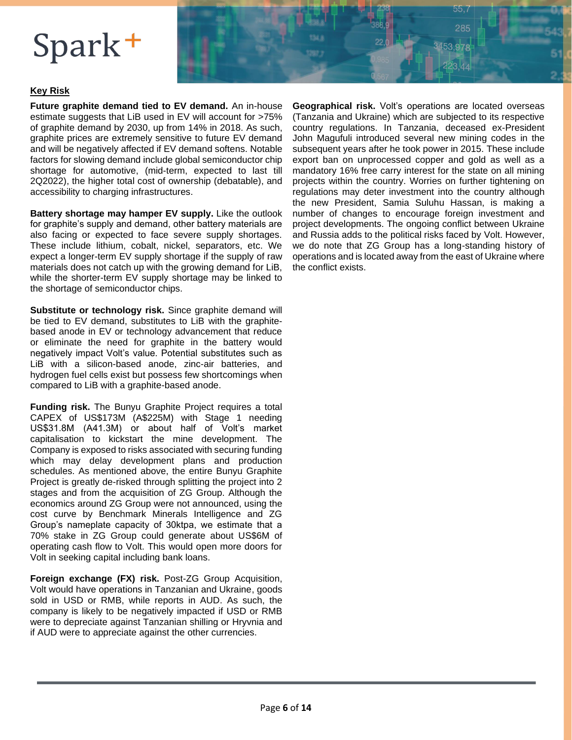## Key Risk

**Future graphite demand tied to EV demand.** An in-house estimate suggests that LiB used in EV will account for >75% of graphite demand by 2030, up from 14% in 2018. As such, graphite prices are extremely sensitive to future EV demand and will be negatively affected if EV demand softens. Notable factors for slowing demand include global semiconductor chip shortage for automotive, (mid-term, expected to last till 2Q2022), the higher total cost of ownership (debatable), and accessibility to charging infrastructures.

**Battery shortage may hamper EV supply.** Like the outlook for graphite's supply and demand, other battery materials are also facing or expected to face severe supply shortages. These include lithium, cobalt, nickel, separators, etc. We expect a longer-term EV supply shortage if the supply of raw materials does not catch up with the growing demand for LiB, while the shorter-term EV supply shortage may be linked to the shortage of semiconductor chips.

**Substitute or technology risk.** Since graphite demand will be tied to EV demand, substitutes to LiB with the graphite-based anode in EV or technology advancement that reduce or eliminate the need for graphite in the battery would negatively impact Volt's value. Potential substitutes such as LiB with a silicon-based anode, zinc-air batteries, and hydrogen fuel cells exist but possess few shortcomings when compared to LiB with a graphite-based anode.

**Funding risk.** The Bunyu Graphite Project requires a total CAPEX of US$173M (A$225M) with Stage 1 needing US$31.8M (A41.3M) or about half of Volt's market capitalisation to kickstart the mine development. The Company is exposed to risks associated with securing funding which may delay development plans and production schedules. As mentioned above, the entire Bunyu Graphite Project is greatly de-risked through splitting the project into 2 stages and from the acquisition of ZG Group. Although the economics around ZG Group were not announced, using the cost curve by Benchmark Minerals Intelligence and ZG Group's nameplate capacity of 30ktpa, we estimate that a 70% stake in ZG Group could generate about US$6M of operating cash flow to Volt. This would open more doors for Volt in seeking capital including bank loans.

**Foreign exchange (FX) risk.** Post-ZG Group Acquisition, Volt would have operations in Tanzanian and Ukraine, goods sold in USD or RMB, while reports in AUD. As such, the company is likely to be negatively impacted if USD or RMB were to depreciate against Tanzanian shilling or Hryvnia and if AUD were to appreciate against the other currencies.

**Geographical risk.** Volt's operations are located overseas (Tanzania and Ukraine) which are subjected to its respective country regulations. In Tanzania, deceased ex-President John Magufuli introduced several new mining codes in the subsequent years after he took power in 2015. These include export ban on unprocessed copper and gold as well as a mandatory 16% free carry interest for the state on all mining projects within the country. Worries on further tightening on regulations may deter investment into the country although the new President, Samia Suluhu Hassan, is making a number of changes to encourage foreign investment and project developments. The ongoing conflict between Ukraine and Russia adds to the political risks faced by Volt. However, we do note that ZG Group has a long-standing history of operations and is located away from the east of Ukraine where the conflict exists.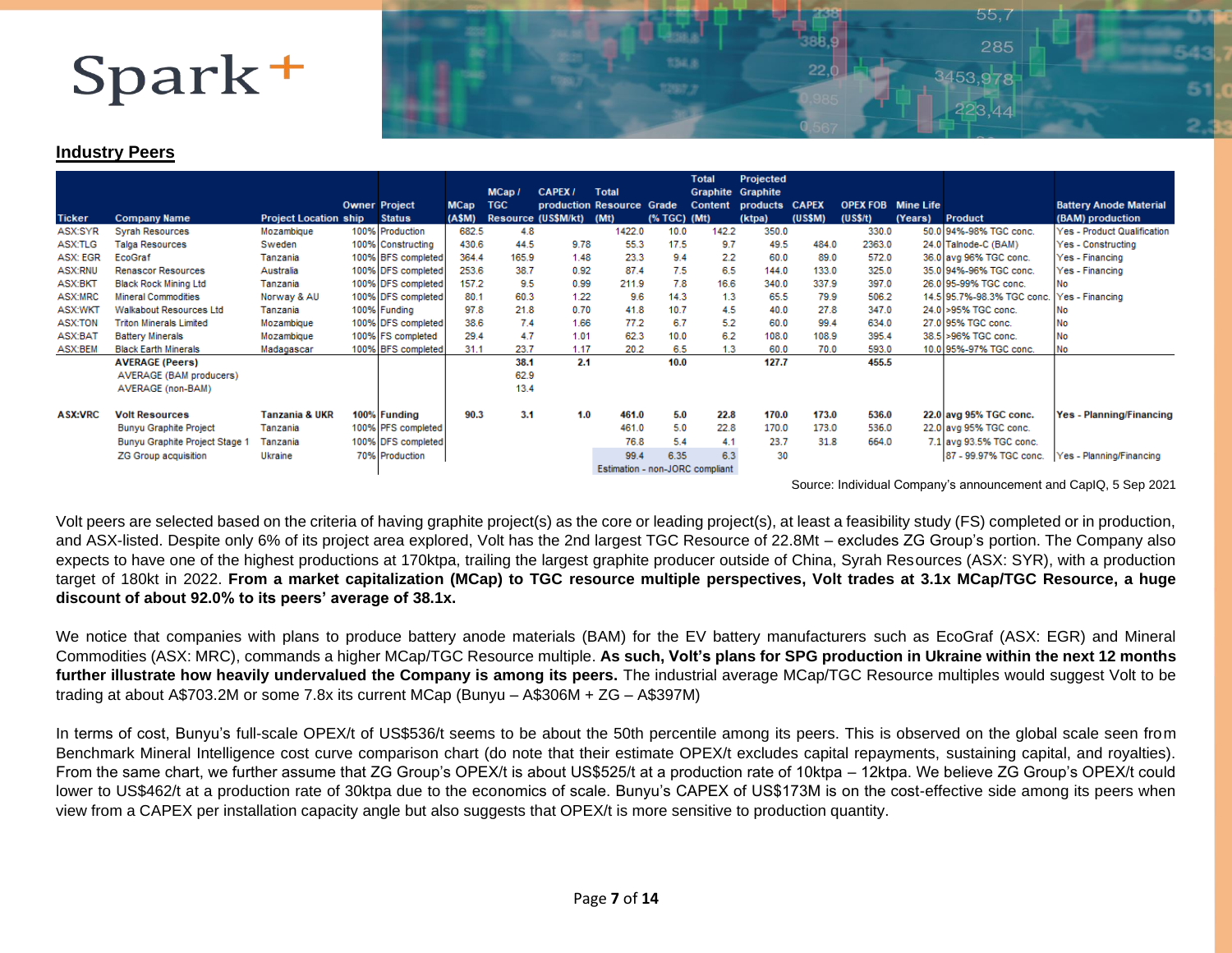## Industry Peers

| Ticker | Company Name | Project Location | Ownership | Project Status | MCap (A$M) | MCap / TGC Resource | CAPEX / production (US$M/kt) | Total Resource (Mt) | Grade (% TGC) | Total Graphite Content (Mt) | Projected Graphite products (ktpa) | CAPEX (US$M) | OPEX FOB (US$/t) | Mine Life (Years) | Product | Battery Anode Material (BAM) production |
|---|---|---|---|---|---|---|---|---|---|---|---|---|---|---|---|---|
| ASX:SYR | Syrah Resources | Mozambique | 100% | Production | 682.5 | 4.8 | | 1422.0 | 10.0 | 142.2 | 350.0 | | 330.0 | 50.0 | 94%-98% TGC conc. | Yes - Product Qualification |
| ASX:TLG | Talga Resources | Sweden | 100% | Constructing | 430.6 | 44.5 | 9.78 | 55.3 | 17.5 | 9.7 | 49.5 | 484.0 | 2363.0 | 24.0 | Talnode-C (BAM) | Yes - Constructing |
| ASX: EGR | EcoGraf | Tanzania | 100% | BFS completed | 364.4 | 165.9 | 1.48 | 23.3 | 9.4 | 2.2 | 60.0 | 89.0 | 572.0 | 36.0 | avg 96% TGC conc. | Yes - Financing |
| ASX:RNU | Renascor Resources | Australia | 100% | DFS completed | 253.6 | 38.7 | 0.92 | 87.4 | 7.5 | 6.5 | 144.0 | 133.0 | 325.0 | 35.0 | 94%-96% TGC conc. | Yes - Financing |
| ASX:BKT | Black Rock Mining Ltd | Tanzania | 100% | DFS completed | 157.2 | 9.5 | 0.99 | 211.9 | 7.8 | 16.6 | 340.0 | 337.9 | 397.0 | 26.0 | 95-99% TGC conc. | No |
| ASX:MRC | Mineral Commodities | Norway & AU | 100% | DFS completed | 80.1 | 60.3 | 1.22 | 9.6 | 14.3 | 1.3 | 65.5 | 79.9 | 506.2 | 14.5 | 95.7%-98.3% TGC conc. | Yes - Financing |
| ASX:WKT | Walkabout Resources Ltd | Tanzania | 100% | Funding | 97.8 | 21.8 | 0.70 | 41.8 | 10.7 | 4.5 | 40.0 | 27.8 | 347.0 | 24.0 | >95% TGC conc. | No |
| ASX:TON | Triton Minerals Limited | Mozambique | 100% | DFS completed | 38.6 | 7.4 | 1.66 | 77.2 | 6.7 | 5.2 | 60.0 | 99.4 | 634.0 | 27.0 | 95% TGC conc. | No |
| ASX:BAT | Battery Minerals | Mozambique | 100% | FS completed | 29.4 | 4.7 | 1.01 | 62.3 | 10.0 | 6.2 | 108.0 | 108.9 | 395.4 | 38.5 | >96% TGC conc. | No |
| ASX:BEM | Black Earth Minerals | Madagascar | 100% | BFS completed | 31.1 | 23.7 | 1.17 | 20.2 | 6.5 | 1.3 | 60.0 | 70.0 | 593.0 | 10.0 | 95%-97% TGC conc. | No |
| | **AVERAGE (Peers)** | | | | | **38.1** | **2.1** | | **10.0** | | **127.7** | | **455.5** | | | |
| | AVERAGE (BAM producers) | | | | | 62.9 | | | | | | | | | | |
| | AVERAGE (non-BAM) | | | | | 13.4 | | | | | | | | | | |
| **ASX:VRC** | **Volt Resources** | **Tanzania & UKR** | **100%** | **Funding** | **90.3** | **3.1** | **1.0** | **461.0** | **5.0** | **22.8** | **170.0** | **173.0** | **536.0** | **22.0** | **avg 95% TGC conc.** | **Yes - Planning/Financing** |
| | Bunyu Graphite Project | Tanzania | 100% | PFS completed | | | | 461.0 | 5.0 | 22.8 | 170.0 | 173.0 | 536.0 | 22.0 | avg 95% TGC conc. | |
| | Bunyu Graphite Project Stage 1 | Tanzania | 100% | DFS completed | | | | 76.8 | 5.4 | 4.1 | 23.7 | 31.8 | 664.0 | 7.1 | avg 93.5% TGC conc. | |
| | ZG Group acquisition | Ukraine | 70% | Production | | | | 99.4 | 6.35 | 6.3 | 30 | | | | 87 - 99.97% TGC conc. | Yes - Planning/Financing |
| | | | | | | | | Estimation - non-JORC compliant | | | | | | | | |

Source: Individual Company's announcement and CapIQ, 5 Sep 2021

Volt peers are selected based on the criteria of having graphite project(s) as the core or leading project(s), at least a feasibility study (FS) completed or in production, and ASX-listed. Despite only 6% of its project area explored, Volt has the 2nd largest TGC Resource of 22.8Mt – excludes ZG Group's portion. The Company also expects to have one of the highest productions at 170ktpa, trailing the largest graphite producer outside of China, Syrah Resources (ASX: SYR), with a production target of 180kt in 2022. **From a market capitalization (MCap) to TGC resource multiple perspectives, Volt trades at 3.1x MCap/TGC Resource, a huge discount of about 92.0% to its peers' average of 38.1x.**

We notice that companies with plans to produce battery anode materials (BAM) for the EV battery manufacturers such as EcoGraf (ASX: EGR) and Mineral Commodities (ASX: MRC), commands a higher MCap/TGC Resource multiple. **As such, Volt's plans for SPG production in Ukraine within the next 12 months further illustrate how heavily undervalued the Company is among its peers.** The industrial average MCap/TGC Resource multiples would suggest Volt to be trading at about A$703.2M or some 7.8x its current MCap (Bunyu – A$306M + ZG – A$397M)

In terms of cost, Bunyu's full-scale OPEX/t of US$536/t seems to be about the 50th percentile among its peers. This is observed on the global scale seen from Benchmark Mineral Intelligence cost curve comparison chart (do note that their estimate OPEX/t excludes capital repayments, sustaining capital, and royalties). From the same chart, we further assume that ZG Group's OPEX/t is about US$525/t at a production rate of 10ktpa – 12ktpa. We believe ZG Group's OPEX/t could lower to US$462/t at a production rate of 30ktpa due to the economics of scale. Bunyu's CAPEX of US$173M is on the cost-effective side among its peers when view from a CAPEX per installation capacity angle but also suggests that OPEX/t is more sensitive to production quantity.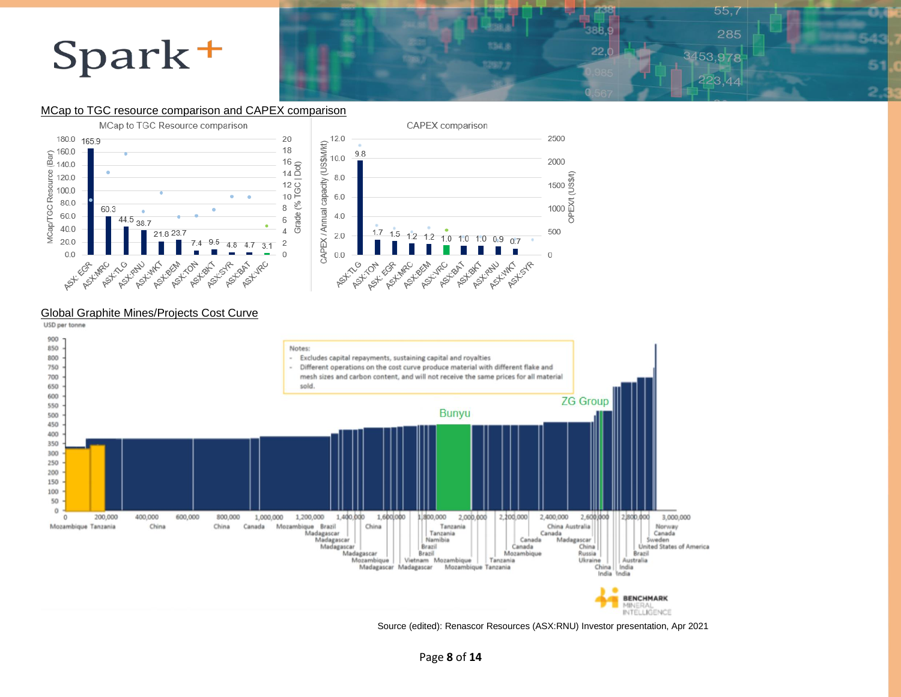## MCap to TGC resource comparison and CAPEX comparison

MCap to TGC Resource comparison

| Company | MCap/TGC Resource (Bar) |
| --- | --- |
| ASX: EGR | 165.9 |
| ASX:MRC | 60.3 |
| ASX:TLG | 44.5 |
| ASX:RNU | 38.7 |
| ASX:WKT | 21.8 |
| ASX:BEM | 23.7 |
| ASX:TON | 7.4 |
| ASX:BKT | 9.5 |
| ASX:SYR | 4.8 |
| ASX:BAT | 4.7 |
| ASX:VRC | 3.1 |

CAPEX comparison

| Company | CAPEX / Annual capacity (US$M/kt) |
| --- | --- |
| ASX:TLG | 9.8 |
| ASX:TON | 1.7 |
| ASX: EGR | 1.5 |
| ASX:MRC | 1.2 |
| ASX:BEM | 1.2 |
| ASX:VRC | 1.0 |
| ASX:BAT | 1.0 |
| ASX:BKT | 1.0 |
| ASX:RNU | 0.9 |
| ASX:WKT | 0.7 |
| ASX:SYR | |

## Global Graphite Mines/Projects Cost Curve

USD per tonne

Notes:
- Excludes capital repayments, sustaining capital and royalties
- Different operations on the cost curve produce material with different flake and mesh sizes and carbon content, and will not receive the same prices for all material sold.

Bunyu

ZG Group

BENCHMARK MINERAL INTELLIGENCE

Source (edited): Renascor Resources (ASX:RNU) Investor presentation, Apr 2021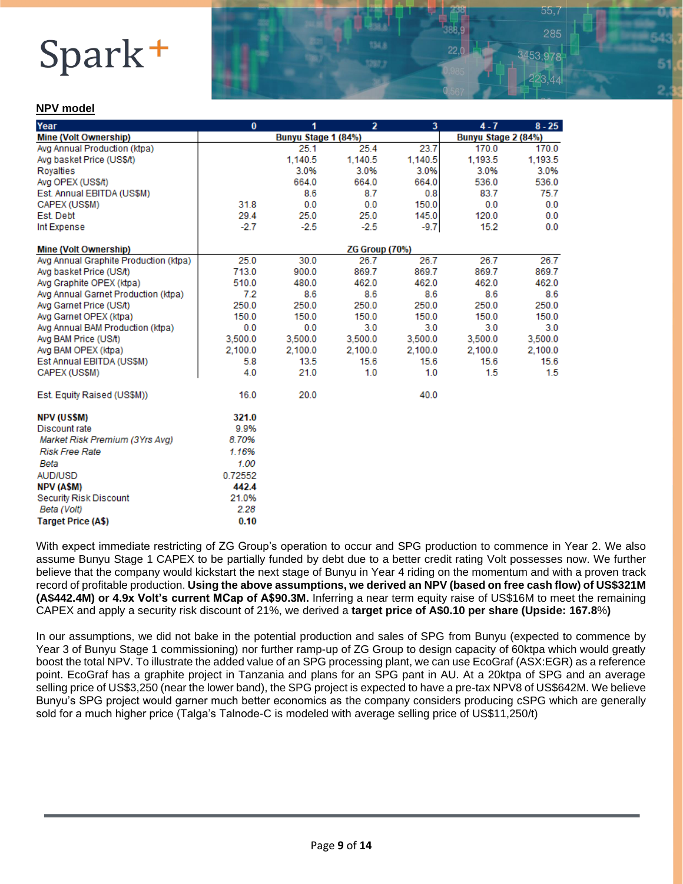## NPV model

| Year | 0 | 1 | 2 | 3 | 4 - 7 | 8 - 25 |
|---|---|---|---|---|---|---|
| **Mine (Volt Ownership)** | | **Bunyu Stage 1 (84%)** | | | **Bunyu Stage 2 (84%)** | |
| Avg Annual Production (ktpa) | | 25.1 | 25.4 | 23.7 | 170.0 | 170.0 |
| Avg basket Price (US$/t) | | 1,140.5 | 1,140.5 | 1,140.5 | 1,193.5 | 1,193.5 |
| Royalties | | 3.0% | 3.0% | 3.0% | 3.0% | 3.0% |
| Avg OPEX (US$/t) | | 664.0 | 664.0 | 664.0 | 536.0 | 536.0 |
| Est. Annual EBITDA (US$M) | | 8.6 | 8.7 | 0.8 | 83.7 | 75.7 |
| CAPEX (US$M) | 31.8 | 0.0 | 0.0 | 150.0 | 0.0 | 0.0 |
| Est. Debt | 29.4 | 25.0 | 25.0 | 145.0 | 120.0 | 0.0 |
| Int Expense | -2.7 | -2.5 | -2.5 | -9.7 | 15.2 | 0.0 |
| | | | | | | |
| **Mine (Volt Ownership)** | | | **ZG Group (70%)** | | | |
| Avg Annual Graphite Production (ktpa) | 25.0 | 30.0 | 26.7 | 26.7 | 26.7 | 26.7 |
| Avg basket Price (US/t) | 713.0 | 900.0 | 869.7 | 869.7 | 869.7 | 869.7 |
| Avg Graphite OPEX (ktpa) | 510.0 | 480.0 | 462.0 | 462.0 | 462.0 | 462.0 |
| Avg Annual Garnet Production (ktpa) | 7.2 | 8.6 | 8.6 | 8.6 | 8.6 | 8.6 |
| Avg Garnet Price (US/t) | 250.0 | 250.0 | 250.0 | 250.0 | 250.0 | 250.0 |
| Avg Garnet OPEX (ktpa) | 150.0 | 150.0 | 150.0 | 150.0 | 150.0 | 150.0 |
| Avg Annual BAM Production (ktpa) | 0.0 | 0.0 | 3.0 | 3.0 | 3.0 | 3.0 |
| Avg BAM Price (US/t) | 3,500.0 | 3,500.0 | 3,500.0 | 3,500.0 | 3,500.0 | 3,500.0 |
| Avg BAM OPEX (ktpa) | 2,100.0 | 2,100.0 | 2,100.0 | 2,100.0 | 2,100.0 | 2,100.0 |
| Est Annual EBITDA (US$M) | 5.8 | 13.5 | 15.6 | 15.6 | 15.6 | 15.6 |
| CAPEX (US$M) | 4.0 | 21.0 | 1.0 | 1.0 | 1.5 | 1.5 |
| | | | | | | |
| Est. Equity Raised (US$M)) | 16.0 | 20.0 | | 40.0 | | |
| | | | | | | |
| **NPV (US$M)** | **321.0** | | | | | |
| Discount rate | 9.9% | | | | | |
| *Market Risk Premium (3Yrs Avg)* | *8.70%* | | | | | |
| *Risk Free Rate* | *1.16%* | | | | | |
| *Beta* | *1.00* | | | | | |
| AUD/USD | 0.72552 | | | | | |
| **NPV (A$M)** | **442.4** | | | | | |
| Security Risk Discount | 21.0% | | | | | |
| *Beta (Volt)* | *2.28* | | | | | |
| **Target Price (A$)** | **0.10** | | | | | |

With expect immediate restricting of ZG Group's operation to occur and SPG production to commence in Year 2. We also assume Bunyu Stage 1 CAPEX to be partially funded by debt due to a better credit rating Volt possesses now. We further believe that the company would kickstart the next stage of Bunyu in Year 4 riding on the momentum and with a proven track record of profitable production. **Using the above assumptions, we derived an NPV (based on free cash flow) of US$321M (A$442.4M) or 4.9x Volt's current MCap of A$90.3M.** Inferring a near term equity raise of US$16M to meet the remaining CAPEX and apply a security risk discount of 21%, we derived a **target price of A$0.10 per share (Upside: 167.8%)**

In our assumptions, we did not bake in the potential production and sales of SPG from Bunyu (expected to commence by Year 3 of Bunyu Stage 1 commissioning) nor further ramp-up of ZG Group to design capacity of 60ktpa which would greatly boost the total NPV. To illustrate the added value of an SPG processing plant, we can use EcoGraf (ASX:EGR) as a reference point. EcoGraf has a graphite project in Tanzania and plans for an SPG pant in AU. At a 20ktpa of SPG and an average selling price of US$3,250 (near the lower band), the SPG project is expected to have a pre-tax NPV8 of US$642M. We believe Bunyu's SPG project would garner much better economics as the company considers producing cSPG which are generally sold for a much higher price (Talga's Talnode-C is modeled with average selling price of US$11,250/t)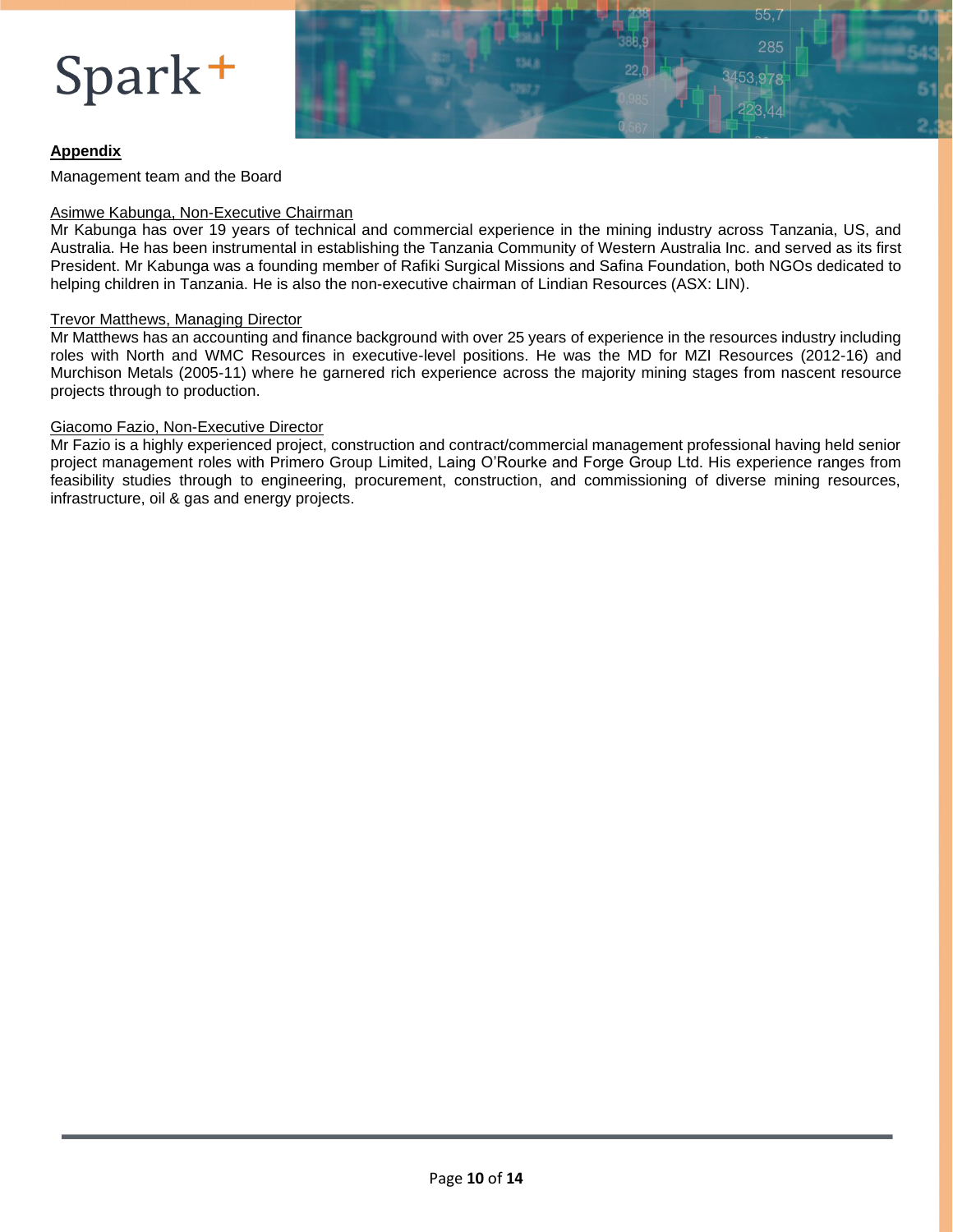## Appendix

Management team and the Board

Asimwe Kabunga, Non-Executive Chairman

Mr Kabunga has over 19 years of technical and commercial experience in the mining industry across Tanzania, US, and Australia. He has been instrumental in establishing the Tanzania Community of Western Australia Inc. and served as its first President. Mr Kabunga was a founding member of Rafiki Surgical Missions and Safina Foundation, both NGOs dedicated to helping children in Tanzania. He is also the non-executive chairman of Lindian Resources (ASX: LIN).

Trevor Matthews, Managing Director

Mr Matthews has an accounting and finance background with over 25 years of experience in the resources industry including roles with North and WMC Resources in executive-level positions. He was the MD for MZI Resources (2012-16) and Murchison Metals (2005-11) where he garnered rich experience across the majority mining stages from nascent resource projects through to production.

Giacomo Fazio, Non-Executive Director

Mr Fazio is a highly experienced project, construction and contract/commercial management professional having held senior project management roles with Primero Group Limited, Laing O'Rourke and Forge Group Ltd. His experience ranges from feasibility studies through to engineering, procurement, construction, and commissioning of diverse mining resources, infrastructure, oil & gas and energy projects.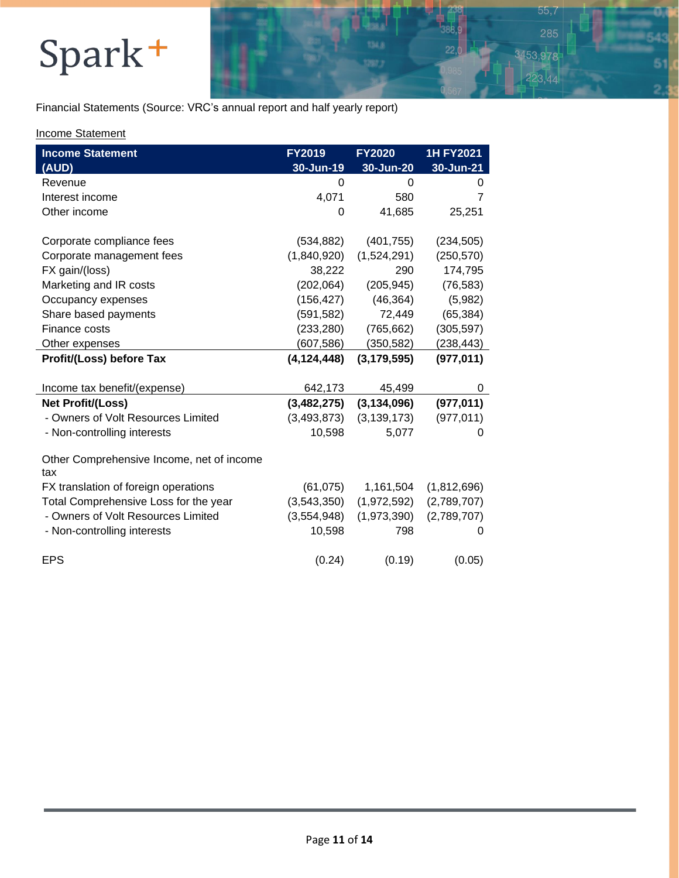Financial Statements (Source: VRC's annual report and half yearly report)

Income Statement

| Income Statement (AUD) | FY2019 30-Jun-19 | FY2020 30-Jun-20 | 1H FY2021 30-Jun-21 |
|---|---|---|---|
| Revenue | 0 | 0 | 0 |
| Interest income | 4,071 | 580 | 7 |
| Other income | 0 | 41,685 | 25,251 |
| | | | |
| Corporate compliance fees | (534,882) | (401,755) | (234,505) |
| Corporate management fees | (1,840,920) | (1,524,291) | (250,570) |
| FX gain/(loss) | 38,222 | 290 | 174,795 |
| Marketing and IR costs | (202,064) | (205,945) | (76,583) |
| Occupancy expenses | (156,427) | (46,364) | (5,982) |
| Share based payments | (591,582) | 72,449 | (65,384) |
| Finance costs | (233,280) | (765,662) | (305,597) |
| Other expenses | (607,586) | (350,582) | (238,443) |
| **Profit/(Loss) before Tax** | **(4,124,448)** | **(3,179,595)** | **(977,011)** |
| | | | |
| Income tax benefit/(expense) | 642,173 | 45,499 | 0 |
| **Net Profit/(Loss)** | **(3,482,275)** | **(3,134,096)** | **(977,011)** |
| - Owners of Volt Resources Limited | (3,493,873) | (3,139,173) | (977,011) |
| - Non-controlling interests | 10,598 | 5,077 | 0 |
| | | | |
| Other Comprehensive Income, net of income tax | | | |
| FX translation of foreign operations | (61,075) | 1,161,504 | (1,812,696) |
| Total Comprehensive Loss for the year | (3,543,350) | (1,972,592) | (2,789,707) |
| - Owners of Volt Resources Limited | (3,554,948) | (1,973,390) | (2,789,707) |
| - Non-controlling interests | 10,598 | 798 | 0 |
| | | | |
| EPS | (0.24) | (0.19) | (0.05) |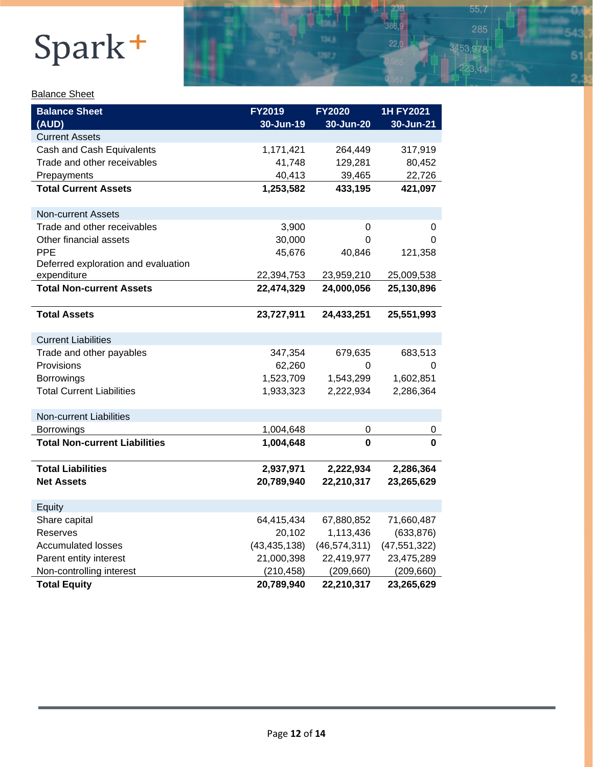Balance Sheet

| Balance Sheet (AUD) | FY2019 30-Jun-19 | FY2020 30-Jun-20 | 1H FY2021 30-Jun-21 |
|---|---|---|---|
| Current Assets | | | |
| Cash and Cash Equivalents | 1,171,421 | 264,449 | 317,919 |
| Trade and other receivables | 41,748 | 129,281 | 80,452 |
| Prepayments | 40,413 | 39,465 | 22,726 |
| **Total Current Assets** | **1,253,582** | **433,195** | **421,097** |
| | | | |
| Non-current Assets | | | |
| Trade and other receivables | 3,900 | 0 | 0 |
| Other financial assets | 30,000 | 0 | 0 |
| PPE | 45,676 | 40,846 | 121,358 |
| Deferred exploration and evaluation expenditure | 22,394,753 | 23,959,210 | 25,009,538 |
| **Total Non-current Assets** | **22,474,329** | **24,000,056** | **25,130,896** |
| | | | |
| **Total Assets** | **23,727,911** | **24,433,251** | **25,551,993** |
| | | | |
| Current Liabilities | | | |
| Trade and other payables | 347,354 | 679,635 | 683,513 |
| Provisions | 62,260 | 0 | 0 |
| Borrowings | 1,523,709 | 1,543,299 | 1,602,851 |
| Total Current Liabilities | 1,933,323 | 2,222,934 | 2,286,364 |
| | | | |
| Non-current Liabilities | | | |
| Borrowings | 1,004,648 | 0 | 0 |
| **Total Non-current Liabilities** | **1,004,648** | **0** | **0** |
| | | | |
| **Total Liabilities** | **2,937,971** | **2,222,934** | **2,286,364** |
| **Net Assets** | **20,789,940** | **22,210,317** | **23,265,629** |
| | | | |
| Equity | | | |
| Share capital | 64,415,434 | 67,880,852 | 71,660,487 |
| Reserves | 20,102 | 1,113,436 | (633,876) |
| Accumulated losses | (43,435,138) | (46,574,311) | (47,551,322) |
| Parent entity interest | 21,000,398 | 22,419,977 | 23,475,289 |
| Non-controlling interest | (210,458) | (209,660) | (209,660) |
| **Total Equity** | **20,789,940** | **22,210,317** | **23,265,629** |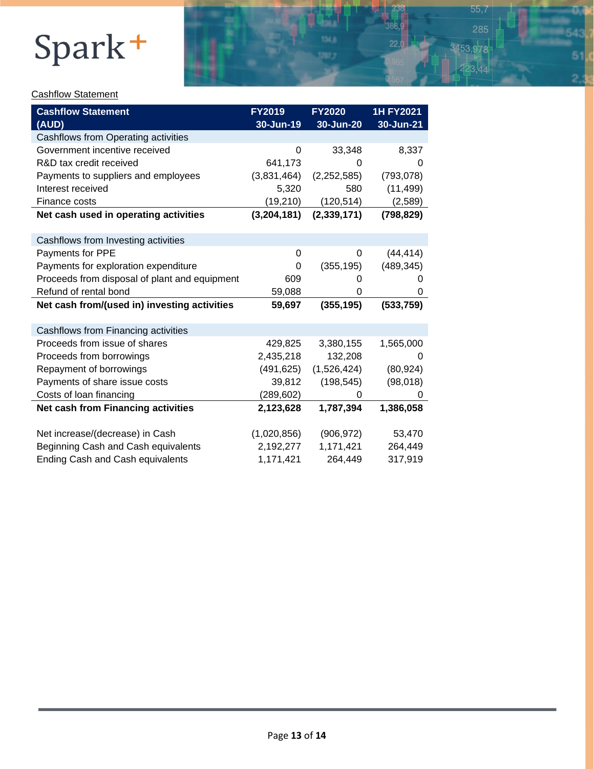Cashflow Statement

| Cashflow Statement (AUD) | FY2019 30-Jun-19 | FY2020 30-Jun-20 | 1H FY2021 30-Jun-21 |
|---|---|---|---|
| Cashflows from Operating activities | | | |
| Government incentive received | 0 | 33,348 | 8,337 |
| R&D tax credit received | 641,173 | 0 | 0 |
| Payments to suppliers and employees | (3,831,464) | (2,252,585) | (793,078) |
| Interest received | 5,320 | 580 | (11,499) |
| Finance costs | (19,210) | (120,514) | (2,589) |
| **Net cash used in operating activities** | **(3,204,181)** | **(2,339,171)** | **(798,829)** |
| | | | |
| Cashflows from Investing activities | | | |
| Payments for PPE | 0 | 0 | (44,414) |
| Payments for exploration expenditure | 0 | (355,195) | (489,345) |
| Proceeds from disposal of plant and equipment | 609 | 0 | 0 |
| Refund of rental bond | 59,088 | 0 | 0 |
| **Net cash from/(used in) investing activities** | **59,697** | **(355,195)** | **(533,759)** |
| | | | |
| Cashflows from Financing activities | | | |
| Proceeds from issue of shares | 429,825 | 3,380,155 | 1,565,000 |
| Proceeds from borrowings | 2,435,218 | 132,208 | 0 |
| Repayment of borrowings | (491,625) | (1,526,424) | (80,924) |
| Payments of share issue costs | 39,812 | (198,545) | (98,018) |
| Costs of loan financing | (289,602) | 0 | 0 |
| **Net cash from Financing activities** | **2,123,628** | **1,787,394** | **1,386,058** |
| | | | |
| Net increase/(decrease) in Cash | (1,020,856) | (906,972) | 53,470 |
| Beginning Cash and Cash equivalents | 2,192,277 | 1,171,421 | 264,449 |
| Ending Cash and Cash equivalents | 1,171,421 | 264,449 | 317,919 |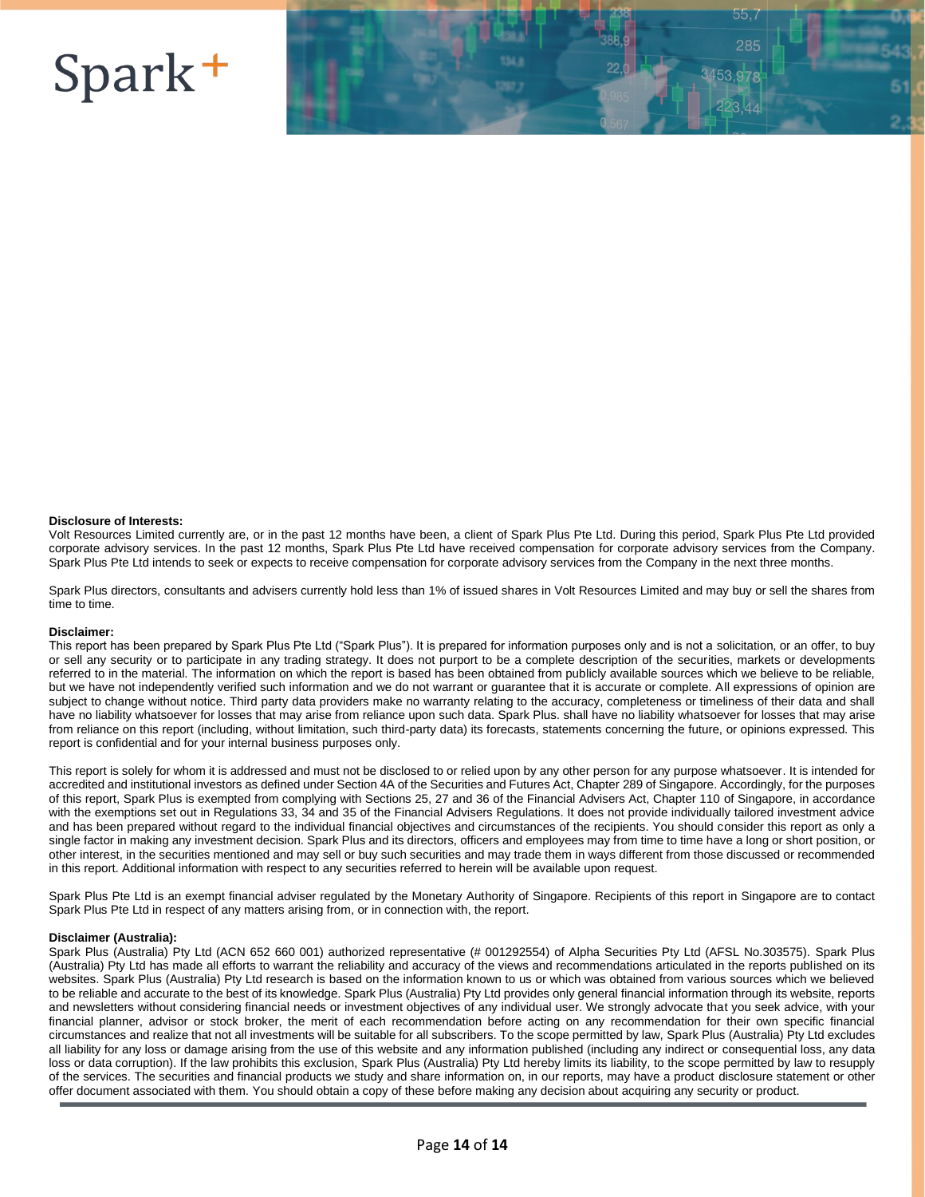**Disclosure of Interests:**

Volt Resources Limited currently are, or in the past 12 months have been, a client of Spark Plus Pte Ltd. During this period, Spark Plus Pte Ltd provided corporate advisory services. In the past 12 months, Spark Plus Pte Ltd have received compensation for corporate advisory services from the Company. Spark Plus Pte Ltd intends to seek or expects to receive compensation for corporate advisory services from the Company in the next three months.

Spark Plus directors, consultants and advisers currently hold less than 1% of issued shares in Volt Resources Limited and may buy or sell the shares from time to time.

**Disclaimer:**

This report has been prepared by Spark Plus Pte Ltd ("Spark Plus"). It is prepared for information purposes only and is not a solicitation, or an offer, to buy or sell any security or to participate in any trading strategy. It does not purport to be a complete description of the securities, markets or developments referred to in the material. The information on which the report is based has been obtained from publicly available sources which we believe to be reliable, but we have not independently verified such information and we do not warrant or guarantee that it is accurate or complete. All expressions of opinion are subject to change without notice. Third party data providers make no warranty relating to the accuracy, completeness or timeliness of their data and shall have no liability whatsoever for losses that may arise from reliance upon such data. Spark Plus. shall have no liability whatsoever for losses that may arise from reliance on this report (including, without limitation, such third-party data) its forecasts, statements concerning the future, or opinions expressed. This report is confidential and for your internal business purposes only.

This report is solely for whom it is addressed and must not be disclosed to or relied upon by any other person for any purpose whatsoever. It is intended for accredited and institutional investors as defined under Section 4A of the Securities and Futures Act, Chapter 289 of Singapore. Accordingly, for the purposes of this report, Spark Plus is exempted from complying with Sections 25, 27 and 36 of the Financial Advisers Act, Chapter 110 of Singapore, in accordance with the exemptions set out in Regulations 33, 34 and 35 of the Financial Advisers Regulations. It does not provide individually tailored investment advice and has been prepared without regard to the individual financial objectives and circumstances of the recipients. You should consider this report as only a single factor in making any investment decision. Spark Plus and its directors, officers and employees may from time to time have a long or short position, or other interest, in the securities mentioned and may sell or buy such securities and may trade them in ways different from those discussed or recommended in this report. Additional information with respect to any securities referred to herein will be available upon request.

Spark Plus Pte Ltd is an exempt financial adviser regulated by the Monetary Authority of Singapore. Recipients of this report in Singapore are to contact Spark Plus Pte Ltd in respect of any matters arising from, or in connection with, the report.

**Disclaimer (Australia):**

Spark Plus (Australia) Pty Ltd (ACN 652 660 001) authorized representative (# 001292554) of Alpha Securities Pty Ltd (AFSL No.303575). Spark Plus (Australia) Pty Ltd has made all efforts to warrant the reliability and accuracy of the views and recommendations articulated in the reports published on its websites. Spark Plus (Australia) Pty Ltd research is based on the information known to us or which was obtained from various sources which we believed to be reliable and accurate to the best of its knowledge. Spark Plus (Australia) Pty Ltd provides only general financial information through its website, reports and newsletters without considering financial needs or investment objectives of any individual user. We strongly advocate that you seek advice, with your financial planner, advisor or stock broker, the merit of each recommendation before acting on any recommendation for their own specific financial circumstances and realize that not all investments will be suitable for all subscribers. To the scope permitted by law, Spark Plus (Australia) Pty Ltd excludes all liability for any loss or damage arising from the use of this website and any information published (including any indirect or consequential loss, any data loss or data corruption). If the law prohibits this exclusion, Spark Plus (Australia) Pty Ltd hereby limits its liability, to the scope permitted by law to resupply of the services. The securities and financial products we study and share information on, in our reports, may have a product disclosure statement or other offer document associated with them. You should obtain a copy of these before making any decision about acquiring any security or product.